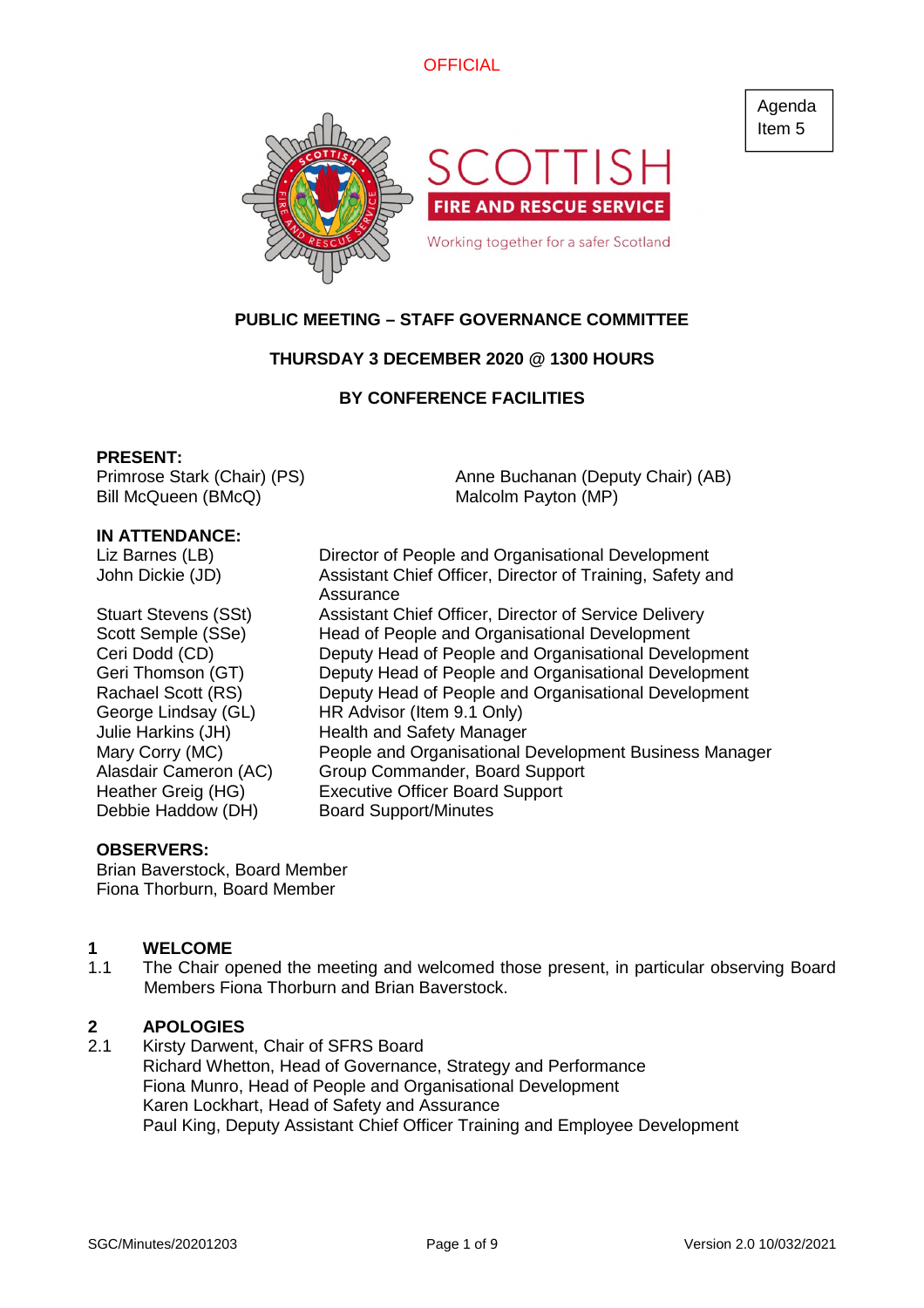OFFICIAL

Agenda Item 5

SCOTTISH FIRE AND RESCUE SERVICE

Working together for a safer Scotland

**PUBLIC MEETING – STAFF GOVERNANCE COMMITTEE**

**THURSDAY 3 DECEMBER 2020 @ 1300 HOURS**

**BY CONFERENCE FACILITIES**

**PRESENT:**

Primrose Stark (Chair) (PS)
Anne Buchanan (Deputy Chair) (AB)
Bill McQueen (BMcQ)
Malcolm Payton (MP)

**IN ATTENDANCE:**

| | |
|---|---|
| Liz Barnes (LB) | Director of People and Organisational Development |
| John Dickie (JD) | Assistant Chief Officer, Director of Training, Safety and Assurance |
| Stuart Stevens (SSt) | Assistant Chief Officer, Director of Service Delivery |
| Scott Semple (SSe) | Head of People and Organisational Development |
| Ceri Dodd (CD) | Deputy Head of People and Organisational Development |
| Geri Thomson (GT) | Deputy Head of People and Organisational Development |
| Rachael Scott (RS) | Deputy Head of People and Organisational Development |
| George Lindsay (GL) | HR Advisor (Item 9.1 Only) |
| Julie Harkins (JH) | Health and Safety Manager |
| Mary Corry (MC) | People and Organisational Development Business Manager |
| Alasdair Cameron (AC) | Group Commander, Board Support |
| Heather Greig (HG) | Executive Officer Board Support |
| Debbie Haddow (DH) | Board Support/Minutes |

**OBSERVERS:**

Brian Baverstock, Board Member
Fiona Thorburn, Board Member

## 1 WELCOME

1.1 The Chair opened the meeting and welcomed those present, in particular observing Board Members Fiona Thorburn and Brian Baverstock.

## 2 APOLOGIES

2.1 Kirsty Darwent, Chair of SFRS Board
Richard Whetton, Head of Governance, Strategy and Performance
Fiona Munro, Head of People and Organisational Development
Karen Lockhart, Head of Safety and Assurance
Paul King, Deputy Assistant Chief Officer Training and Employee Development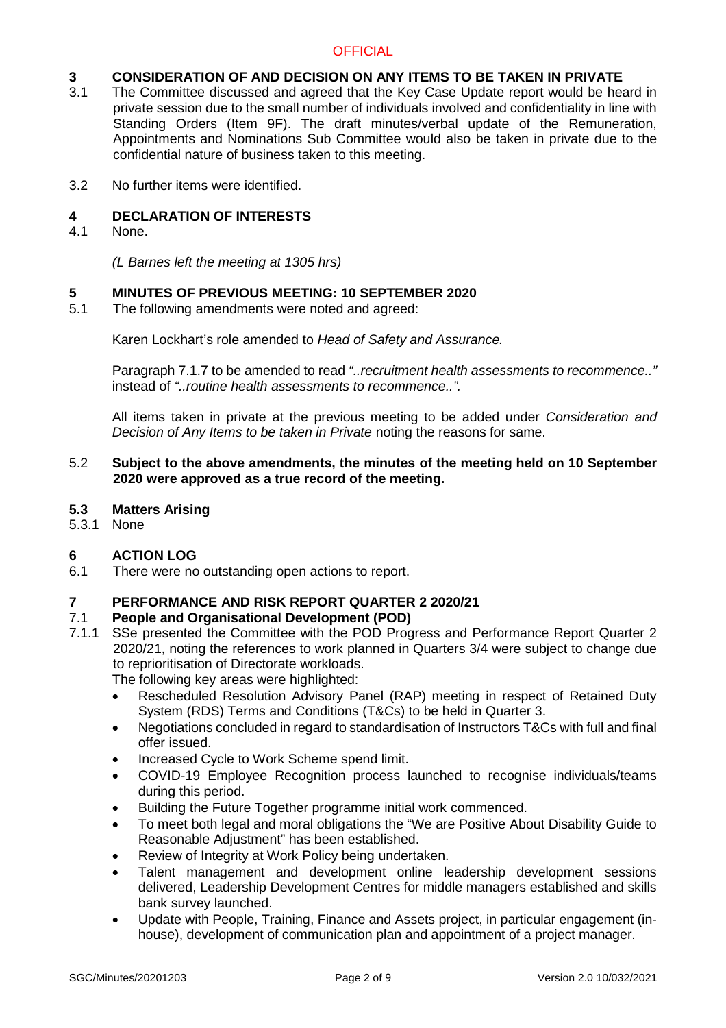## 3 CONSIDERATION OF AND DECISION ON ANY ITEMS TO BE TAKEN IN PRIVATE

3.1 The Committee discussed and agreed that the Key Case Update report would be heard in private session due to the small number of individuals involved and confidentiality in line with Standing Orders (Item 9F). The draft minutes/verbal update of the Remuneration, Appointments and Nominations Sub Committee would also be taken in private due to the confidential nature of business taken to this meeting.

3.2 No further items were identified.

## 4 DECLARATION OF INTERESTS

4.1 None.

*(L Barnes left the meeting at 1305 hrs)*

## 5 MINUTES OF PREVIOUS MEETING: 10 SEPTEMBER 2020

5.1 The following amendments were noted and agreed:

Karen Lockhart's role amended to *Head of Safety and Assurance.*

Paragraph 7.1.7 to be amended to read *"..recruitment health assessments to recommence.."* instead of *"..routine health assessments to recommence..".*

All items taken in private at the previous meeting to be added under *Consideration and Decision of Any Items to be taken in Private* noting the reasons for same.

5.2 **Subject to the above amendments, the minutes of the meeting held on 10 September 2020 were approved as a true record of the meeting.**

### 5.3 Matters Arising

5.3.1 None

## 6 ACTION LOG

6.1 There were no outstanding open actions to report.

## 7 PERFORMANCE AND RISK REPORT QUARTER 2 2020/21

### 7.1 People and Organisational Development (POD)

7.1.1 SSe presented the Committee with the POD Progress and Performance Report Quarter 2 2020/21, noting the references to work planned in Quarters 3/4 were subject to change due to reprioritisation of Directorate workloads.

The following key areas were highlighted:

- Rescheduled Resolution Advisory Panel (RAP) meeting in respect of Retained Duty System (RDS) Terms and Conditions (T&Cs) to be held in Quarter 3.
- Negotiations concluded in regard to standardisation of Instructors T&Cs with full and final offer issued.
- Increased Cycle to Work Scheme spend limit.
- COVID-19 Employee Recognition process launched to recognise individuals/teams during this period.
- Building the Future Together programme initial work commenced.
- To meet both legal and moral obligations the "We are Positive About Disability Guide to Reasonable Adjustment" has been established.
- Review of Integrity at Work Policy being undertaken.
- Talent management and development online leadership development sessions delivered, Leadership Development Centres for middle managers established and skills bank survey launched.
- Update with People, Training, Finance and Assets project, in particular engagement (in-house), development of communication plan and appointment of a project manager.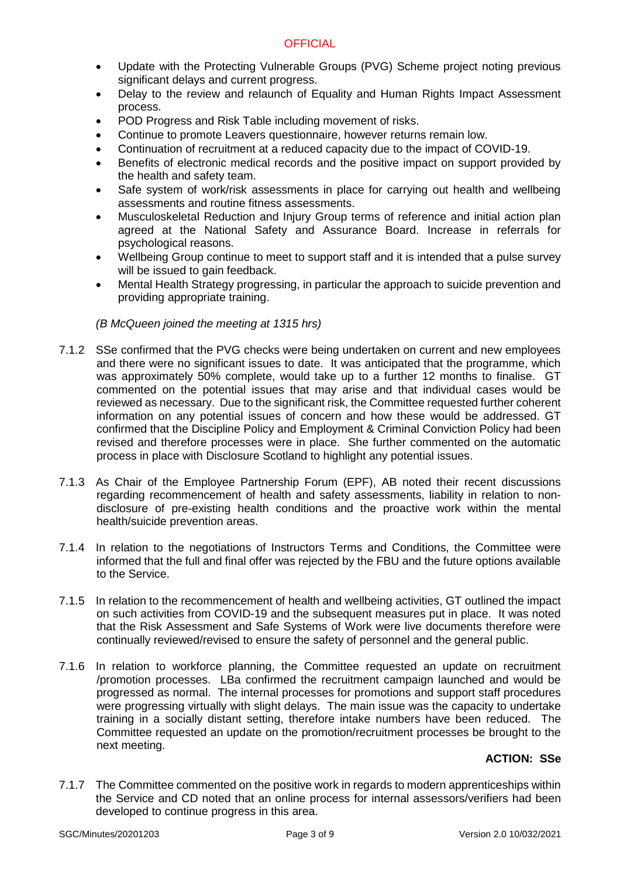- Update with the Protecting Vulnerable Groups (PVG) Scheme project noting previous significant delays and current progress.
- Delay to the review and relaunch of Equality and Human Rights Impact Assessment process.
- POD Progress and Risk Table including movement of risks.
- Continue to promote Leavers questionnaire, however returns remain low.
- Continuation of recruitment at a reduced capacity due to the impact of COVID-19.
- Benefits of electronic medical records and the positive impact on support provided by the health and safety team.
- Safe system of work/risk assessments in place for carrying out health and wellbeing assessments and routine fitness assessments.
- Musculoskeletal Reduction and Injury Group terms of reference and initial action plan agreed at the National Safety and Assurance Board. Increase in referrals for psychological reasons.
- Wellbeing Group continue to meet to support staff and it is intended that a pulse survey will be issued to gain feedback.
- Mental Health Strategy progressing, in particular the approach to suicide prevention and providing appropriate training.

*(B McQueen joined the meeting at 1315 hrs)*

7.1.2 SSe confirmed that the PVG checks were being undertaken on current and new employees and there were no significant issues to date. It was anticipated that the programme, which was approximately 50% complete, would take up to a further 12 months to finalise. GT commented on the potential issues that may arise and that individual cases would be reviewed as necessary. Due to the significant risk, the Committee requested further coherent information on any potential issues of concern and how these would be addressed. GT confirmed that the Discipline Policy and Employment & Criminal Conviction Policy had been revised and therefore processes were in place. She further commented on the automatic process in place with Disclosure Scotland to highlight any potential issues.

7.1.3 As Chair of the Employee Partnership Forum (EPF), AB noted their recent discussions regarding recommencement of health and safety assessments, liability in relation to non-disclosure of pre-existing health conditions and the proactive work within the mental health/suicide prevention areas.

7.1.4 In relation to the negotiations of Instructors Terms and Conditions, the Committee were informed that the full and final offer was rejected by the FBU and the future options available to the Service.

7.1.5 In relation to the recommencement of health and wellbeing activities, GT outlined the impact on such activities from COVID-19 and the subsequent measures put in place. It was noted that the Risk Assessment and Safe Systems of Work were live documents therefore were continually reviewed/revised to ensure the safety of personnel and the general public.

7.1.6 In relation to workforce planning, the Committee requested an update on recruitment /promotion processes. LBa confirmed the recruitment campaign launched and would be progressed as normal. The internal processes for promotions and support staff procedures were progressing virtually with slight delays. The main issue was the capacity to undertake training in a socially distant setting, therefore intake numbers have been reduced. The Committee requested an update on the promotion/recruitment processes be brought to the next meeting.

**ACTION: SSe**

7.1.7 The Committee commented on the positive work in regards to modern apprenticeships within the Service and CD noted that an online process for internal assessors/verifiers had been developed to continue progress in this area.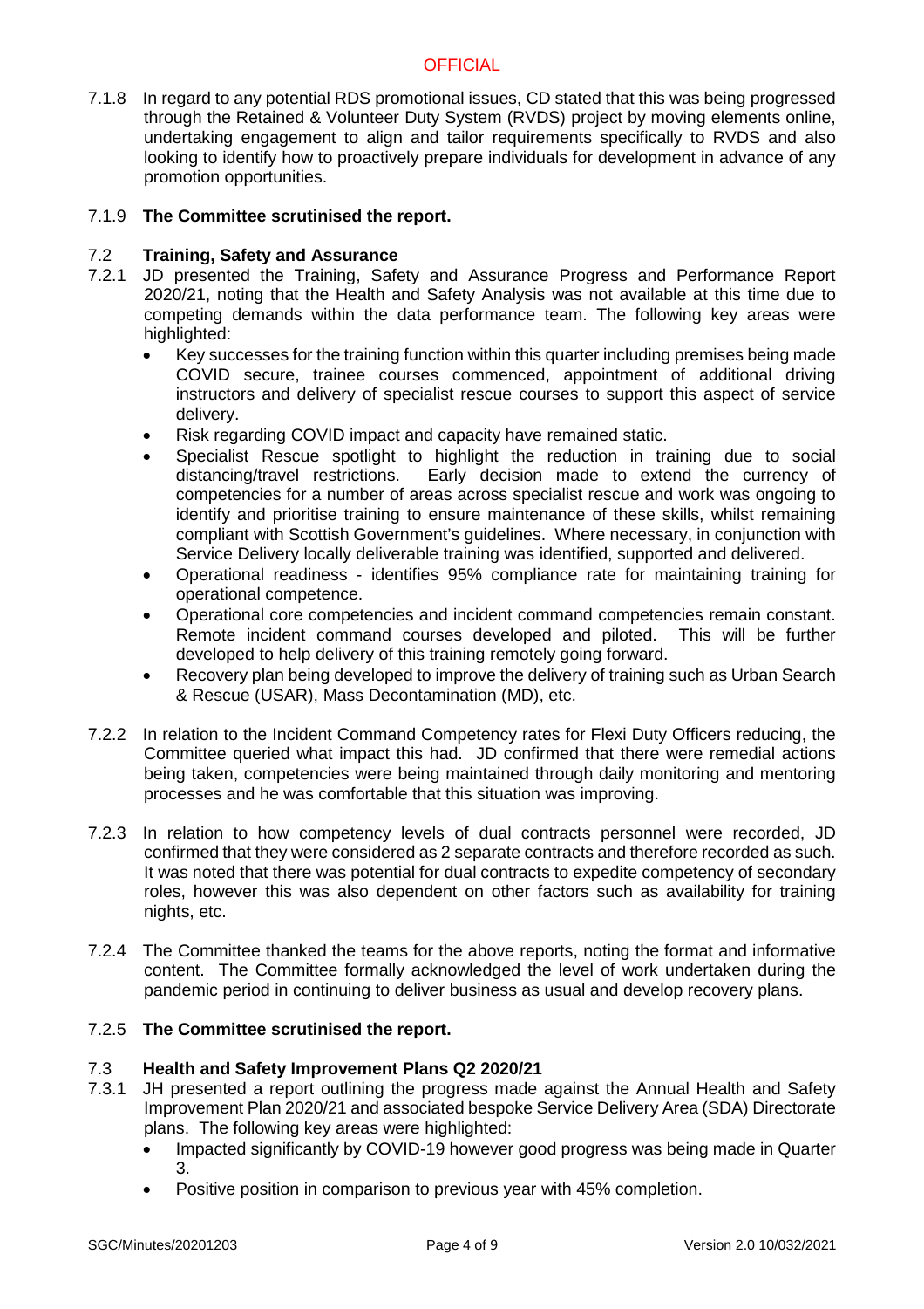7.1.8 In regard to any potential RDS promotional issues, CD stated that this was being progressed through the Retained & Volunteer Duty System (RVDS) project by moving elements online, undertaking engagement to align and tailor requirements specifically to RVDS and also looking to identify how to proactively prepare individuals for development in advance of any promotion opportunities.

7.1.9 **The Committee scrutinised the report.**

### 7.2 Training, Safety and Assurance

7.2.1 JD presented the Training, Safety and Assurance Progress and Performance Report 2020/21, noting that the Health and Safety Analysis was not available at this time due to competing demands within the data performance team. The following key areas were highlighted:

- Key successes for the training function within this quarter including premises being made COVID secure, trainee courses commenced, appointment of additional driving instructors and delivery of specialist rescue courses to support this aspect of service delivery.
- Risk regarding COVID impact and capacity have remained static.
- Specialist Rescue spotlight to highlight the reduction in training due to social distancing/travel restrictions. Early decision made to extend the currency of competencies for a number of areas across specialist rescue and work was ongoing to identify and prioritise training to ensure maintenance of these skills, whilst remaining compliant with Scottish Government's guidelines. Where necessary, in conjunction with Service Delivery locally deliverable training was identified, supported and delivered.
- Operational readiness - identifies 95% compliance rate for maintaining training for operational competence.
- Operational core competencies and incident command competencies remain constant. Remote incident command courses developed and piloted. This will be further developed to help delivery of this training remotely going forward.
- Recovery plan being developed to improve the delivery of training such as Urban Search & Rescue (USAR), Mass Decontamination (MD), etc.

7.2.2 In relation to the Incident Command Competency rates for Flexi Duty Officers reducing, the Committee queried what impact this had. JD confirmed that there were remedial actions being taken, competencies were being maintained through daily monitoring and mentoring processes and he was comfortable that this situation was improving.

7.2.3 In relation to how competency levels of dual contracts personnel were recorded, JD confirmed that they were considered as 2 separate contracts and therefore recorded as such. It was noted that there was potential for dual contracts to expedite competency of secondary roles, however this was also dependent on other factors such as availability for training nights, etc.

7.2.4 The Committee thanked the teams for the above reports, noting the format and informative content. The Committee formally acknowledged the level of work undertaken during the pandemic period in continuing to deliver business as usual and develop recovery plans.

7.2.5 **The Committee scrutinised the report.**

### 7.3 Health and Safety Improvement Plans Q2 2020/21

7.3.1 JH presented a report outlining the progress made against the Annual Health and Safety Improvement Plan 2020/21 and associated bespoke Service Delivery Area (SDA) Directorate plans. The following key areas were highlighted:

- Impacted significantly by COVID-19 however good progress was being made in Quarter 3.
- Positive position in comparison to previous year with 45% completion.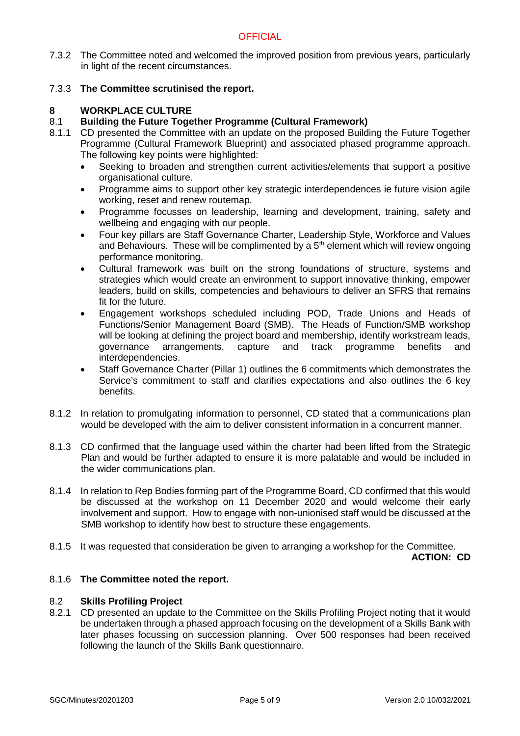7.3.2 The Committee noted and welcomed the improved position from previous years, particularly in light of the recent circumstances.

7.3.3 **The Committee scrutinised the report.**

## 8 WORKPLACE CULTURE

### 8.1 Building the Future Together Programme (Cultural Framework)

8.1.1 CD presented the Committee with an update on the proposed Building the Future Together Programme (Cultural Framework Blueprint) and associated phased programme approach. The following key points were highlighted:

- Seeking to broaden and strengthen current activities/elements that support a positive organisational culture.
- Programme aims to support other key strategic interdependences ie future vision agile working, reset and renew routemap.
- Programme focusses on leadership, learning and development, training, safety and wellbeing and engaging with our people.
- Four key pillars are Staff Governance Charter, Leadership Style, Workforce and Values and Behaviours. These will be complimented by a 5th element which will review ongoing performance monitoring.
- Cultural framework was built on the strong foundations of structure, systems and strategies which would create an environment to support innovative thinking, empower leaders, build on skills, competencies and behaviours to deliver an SFRS that remains fit for the future.
- Engagement workshops scheduled including POD, Trade Unions and Heads of Functions/Senior Management Board (SMB). The Heads of Function/SMB workshop will be looking at defining the project board and membership, identify workstream leads, governance arrangements, capture and track programme benefits and interdependencies.
- Staff Governance Charter (Pillar 1) outlines the 6 commitments which demonstrates the Service's commitment to staff and clarifies expectations and also outlines the 6 key benefits.

8.1.2 In relation to promulgating information to personnel, CD stated that a communications plan would be developed with the aim to deliver consistent information in a concurrent manner.

8.1.3 CD confirmed that the language used within the charter had been lifted from the Strategic Plan and would be further adapted to ensure it is more palatable and would be included in the wider communications plan.

8.1.4 In relation to Rep Bodies forming part of the Programme Board, CD confirmed that this would be discussed at the workshop on 11 December 2020 and would welcome their early involvement and support. How to engage with non-unionised staff would be discussed at the SMB workshop to identify how best to structure these engagements.

8.1.5 It was requested that consideration be given to arranging a workshop for the Committee.

**ACTION: CD**

8.1.6 **The Committee noted the report.**

### 8.2 Skills Profiling Project

8.2.1 CD presented an update to the Committee on the Skills Profiling Project noting that it would be undertaken through a phased approach focusing on the development of a Skills Bank with later phases focussing on succession planning. Over 500 responses had been received following the launch of the Skills Bank questionnaire.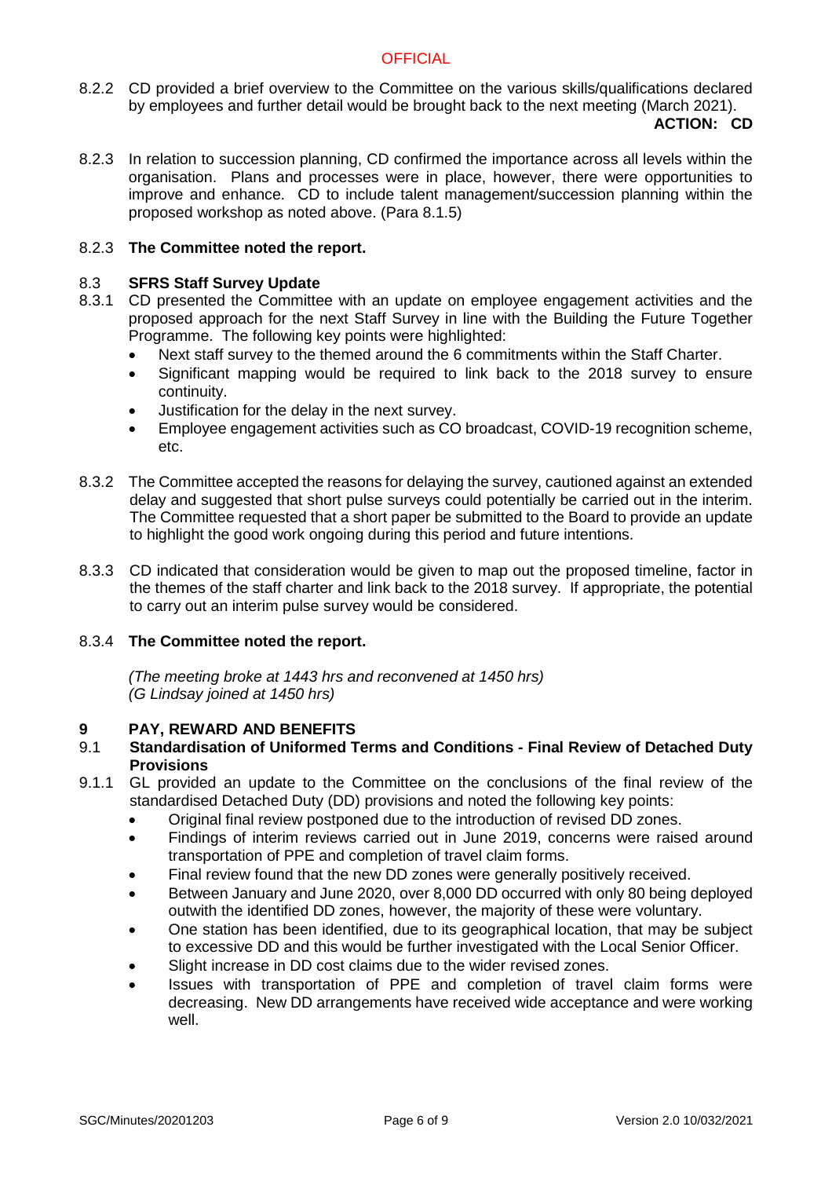8.2.2 CD provided a brief overview to the Committee on the various skills/qualifications declared by employees and further detail would be brought back to the next meeting (March 2021).

**ACTION: CD**

8.2.3 In relation to succession planning, CD confirmed the importance across all levels within the organisation. Plans and processes were in place, however, there were opportunities to improve and enhance. CD to include talent management/succession planning within the proposed workshop as noted above. (Para 8.1.5)

8.2.3 **The Committee noted the report.**

### 8.3 SFRS Staff Survey Update

8.3.1 CD presented the Committee with an update on employee engagement activities and the proposed approach for the next Staff Survey in line with the Building the Future Together Programme. The following key points were highlighted:

- Next staff survey to the themed around the 6 commitments within the Staff Charter.
- Significant mapping would be required to link back to the 2018 survey to ensure continuity.
- Justification for the delay in the next survey.
- Employee engagement activities such as CO broadcast, COVID-19 recognition scheme, etc.

8.3.2 The Committee accepted the reasons for delaying the survey, cautioned against an extended delay and suggested that short pulse surveys could potentially be carried out in the interim. The Committee requested that a short paper be submitted to the Board to provide an update to highlight the good work ongoing during this period and future intentions.

8.3.3 CD indicated that consideration would be given to map out the proposed timeline, factor in the themes of the staff charter and link back to the 2018 survey. If appropriate, the potential to carry out an interim pulse survey would be considered.

8.3.4 **The Committee noted the report.**

*(The meeting broke at 1443 hrs and reconvened at 1450 hrs)*
*(G Lindsay joined at 1450 hrs)*

## 9 PAY, REWARD AND BENEFITS

### 9.1 Standardisation of Uniformed Terms and Conditions - Final Review of Detached Duty Provisions

9.1.1 GL provided an update to the Committee on the conclusions of the final review of the standardised Detached Duty (DD) provisions and noted the following key points:

- Original final review postponed due to the introduction of revised DD zones.
- Findings of interim reviews carried out in June 2019, concerns were raised around transportation of PPE and completion of travel claim forms.
- Final review found that the new DD zones were generally positively received.
- Between January and June 2020, over 8,000 DD occurred with only 80 being deployed outwith the identified DD zones, however, the majority of these were voluntary.
- One station has been identified, due to its geographical location, that may be subject to excessive DD and this would be further investigated with the Local Senior Officer.
- Slight increase in DD cost claims due to the wider revised zones.
- Issues with transportation of PPE and completion of travel claim forms were decreasing. New DD arrangements have received wide acceptance and were working well.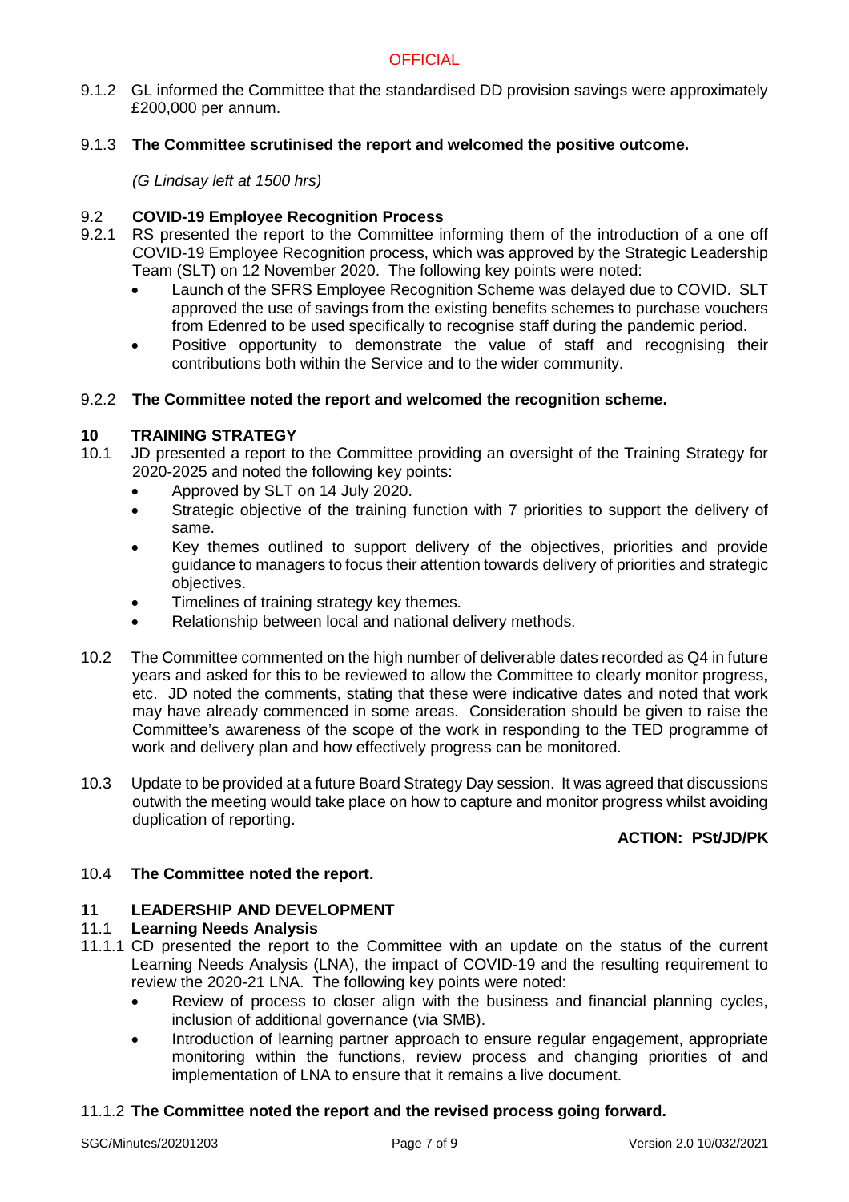9.1.2 GL informed the Committee that the standardised DD provision savings were approximately £200,000 per annum.

9.1.3 **The Committee scrutinised the report and welcomed the positive outcome.**

*(G Lindsay left at 1500 hrs)*

9.2 **COVID-19 Employee Recognition Process**

9.2.1 RS presented the report to the Committee informing them of the introduction of a one off COVID-19 Employee Recognition process, which was approved by the Strategic Leadership Team (SLT) on 12 November 2020. The following key points were noted:

- Launch of the SFRS Employee Recognition Scheme was delayed due to COVID. SLT approved the use of savings from the existing benefits schemes to purchase vouchers from Edenred to be used specifically to recognise staff during the pandemic period.
- Positive opportunity to demonstrate the value of staff and recognising their contributions both within the Service and to the wider community.

9.2.2 **The Committee noted the report and welcomed the recognition scheme.**

## 10 TRAINING STRATEGY

10.1 JD presented a report to the Committee providing an oversight of the Training Strategy for 2020-2025 and noted the following key points:

- Approved by SLT on 14 July 2020.
- Strategic objective of the training function with 7 priorities to support the delivery of same.
- Key themes outlined to support delivery of the objectives, priorities and provide guidance to managers to focus their attention towards delivery of priorities and strategic objectives.
- Timelines of training strategy key themes.
- Relationship between local and national delivery methods.

10.2 The Committee commented on the high number of deliverable dates recorded as Q4 in future years and asked for this to be reviewed to allow the Committee to clearly monitor progress, etc. JD noted the comments, stating that these were indicative dates and noted that work may have already commenced in some areas. Consideration should be given to raise the Committee's awareness of the scope of the work in responding to the TED programme of work and delivery plan and how effectively progress can be monitored.

10.3 Update to be provided at a future Board Strategy Day session. It was agreed that discussions outwith the meeting would take place on how to capture and monitor progress whilst avoiding duplication of reporting.

**ACTION: PSt/JD/PK**

10.4 **The Committee noted the report.**

## 11 LEADERSHIP AND DEVELOPMENT

11.1 **Learning Needs Analysis**

11.1.1 CD presented the report to the Committee with an update on the status of the current Learning Needs Analysis (LNA), the impact of COVID-19 and the resulting requirement to review the 2020-21 LNA. The following key points were noted:

- Review of process to closer align with the business and financial planning cycles, inclusion of additional governance (via SMB).
- Introduction of learning partner approach to ensure regular engagement, appropriate monitoring within the functions, review process and changing priorities of and implementation of LNA to ensure that it remains a live document.

11.1.2 **The Committee noted the report and the revised process going forward.**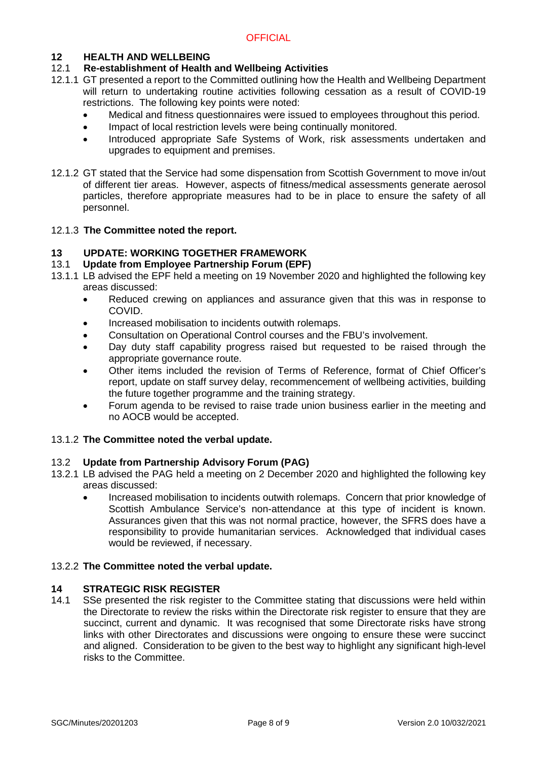## 12 HEALTH AND WELLBEING

### 12.1 Re-establishment of Health and Wellbeing Activities

12.1.1 GT presented a report to the Committed outlining how the Health and Wellbeing Department will return to undertaking routine activities following cessation as a result of COVID-19 restrictions. The following key points were noted:

- Medical and fitness questionnaires were issued to employees throughout this period.
- Impact of local restriction levels were being continually monitored.
- Introduced appropriate Safe Systems of Work, risk assessments undertaken and upgrades to equipment and premises.

12.1.2 GT stated that the Service had some dispensation from Scottish Government to move in/out of different tier areas. However, aspects of fitness/medical assessments generate aerosol particles, therefore appropriate measures had to be in place to ensure the safety of all personnel.

12.1.3 **The Committee noted the report.**

## 13 UPDATE: WORKING TOGETHER FRAMEWORK

### 13.1 Update from Employee Partnership Forum (EPF)

13.1.1 LB advised the EPF held a meeting on 19 November 2020 and highlighted the following key areas discussed:

- Reduced crewing on appliances and assurance given that this was in response to COVID.
- Increased mobilisation to incidents outwith rolemaps.
- Consultation on Operational Control courses and the FBU's involvement.
- Day duty staff capability progress raised but requested to be raised through the appropriate governance route.
- Other items included the revision of Terms of Reference, format of Chief Officer's report, update on staff survey delay, recommencement of wellbeing activities, building the future together programme and the training strategy.
- Forum agenda to be revised to raise trade union business earlier in the meeting and no AOCB would be accepted.

13.1.2 **The Committee noted the verbal update.**

### 13.2 Update from Partnership Advisory Forum (PAG)

13.2.1 LB advised the PAG held a meeting on 2 December 2020 and highlighted the following key areas discussed:

- Increased mobilisation to incidents outwith rolemaps. Concern that prior knowledge of Scottish Ambulance Service's non-attendance at this type of incident is known. Assurances given that this was not normal practice, however, the SFRS does have a responsibility to provide humanitarian services. Acknowledged that individual cases would be reviewed, if necessary.

13.2.2 **The Committee noted the verbal update.**

## 14 STRATEGIC RISK REGISTER

14.1 SSe presented the risk register to the Committee stating that discussions were held within the Directorate to review the risks within the Directorate risk register to ensure that they are succinct, current and dynamic. It was recognised that some Directorate risks have strong links with other Directorates and discussions were ongoing to ensure these were succinct and aligned. Consideration to be given to the best way to highlight any significant high-level risks to the Committee.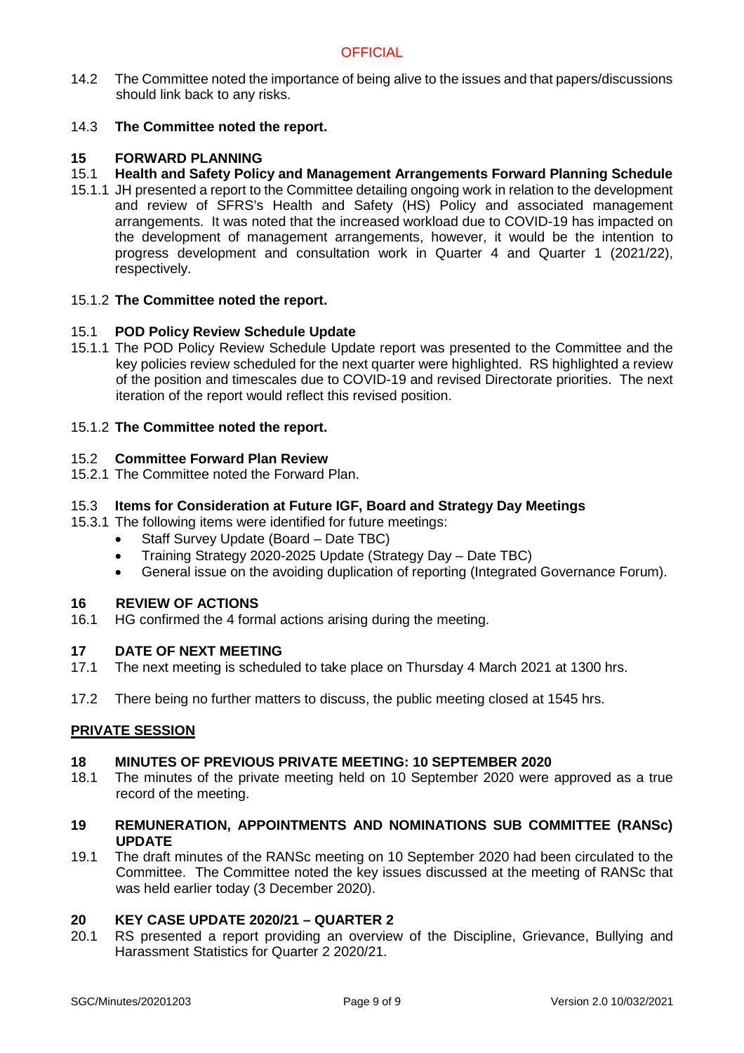14.2 The Committee noted the importance of being alive to the issues and that papers/discussions should link back to any risks.

14.3 **The Committee noted the report.**

## 15 FORWARD PLANNING

### 15.1 Health and Safety Policy and Management Arrangements Forward Planning Schedule

15.1.1 JH presented a report to the Committee detailing ongoing work in relation to the development and review of SFRS's Health and Safety (HS) Policy and associated management arrangements. It was noted that the increased workload due to COVID-19 has impacted on the development of management arrangements, however, it would be the intention to progress development and consultation work in Quarter 4 and Quarter 1 (2021/22), respectively.

15.1.2 **The Committee noted the report.**

### 15.1 POD Policy Review Schedule Update

15.1.1 The POD Policy Review Schedule Update report was presented to the Committee and the key policies review scheduled for the next quarter were highlighted. RS highlighted a review of the position and timescales due to COVID-19 and revised Directorate priorities. The next iteration of the report would reflect this revised position.

15.1.2 **The Committee noted the report.**

### 15.2 Committee Forward Plan Review

15.2.1 The Committee noted the Forward Plan.

### 15.3 Items for Consideration at Future IGF, Board and Strategy Day Meetings

15.3.1 The following items were identified for future meetings:

- Staff Survey Update (Board – Date TBC)
- Training Strategy 2020-2025 Update (Strategy Day – Date TBC)
- General issue on the avoiding duplication of reporting (Integrated Governance Forum).

## 16 REVIEW OF ACTIONS

16.1 HG confirmed the 4 formal actions arising during the meeting.

## 17 DATE OF NEXT MEETING

17.1 The next meeting is scheduled to take place on Thursday 4 March 2021 at 1300 hrs.

17.2 There being no further matters to discuss, the public meeting closed at 1545 hrs.

## PRIVATE SESSION

## 18 MINUTES OF PREVIOUS PRIVATE MEETING: 10 SEPTEMBER 2020

18.1 The minutes of the private meeting held on 10 September 2020 were approved as a true record of the meeting.

## 19 REMUNERATION, APPOINTMENTS AND NOMINATIONS SUB COMMITTEE (RANSc) UPDATE

19.1 The draft minutes of the RANSc meeting on 10 September 2020 had been circulated to the Committee. The Committee noted the key issues discussed at the meeting of RANSc that was held earlier today (3 December 2020).

## 20 KEY CASE UPDATE 2020/21 – QUARTER 2

20.1 RS presented a report providing an overview of the Discipline, Grievance, Bullying and Harassment Statistics for Quarter 2 2020/21.